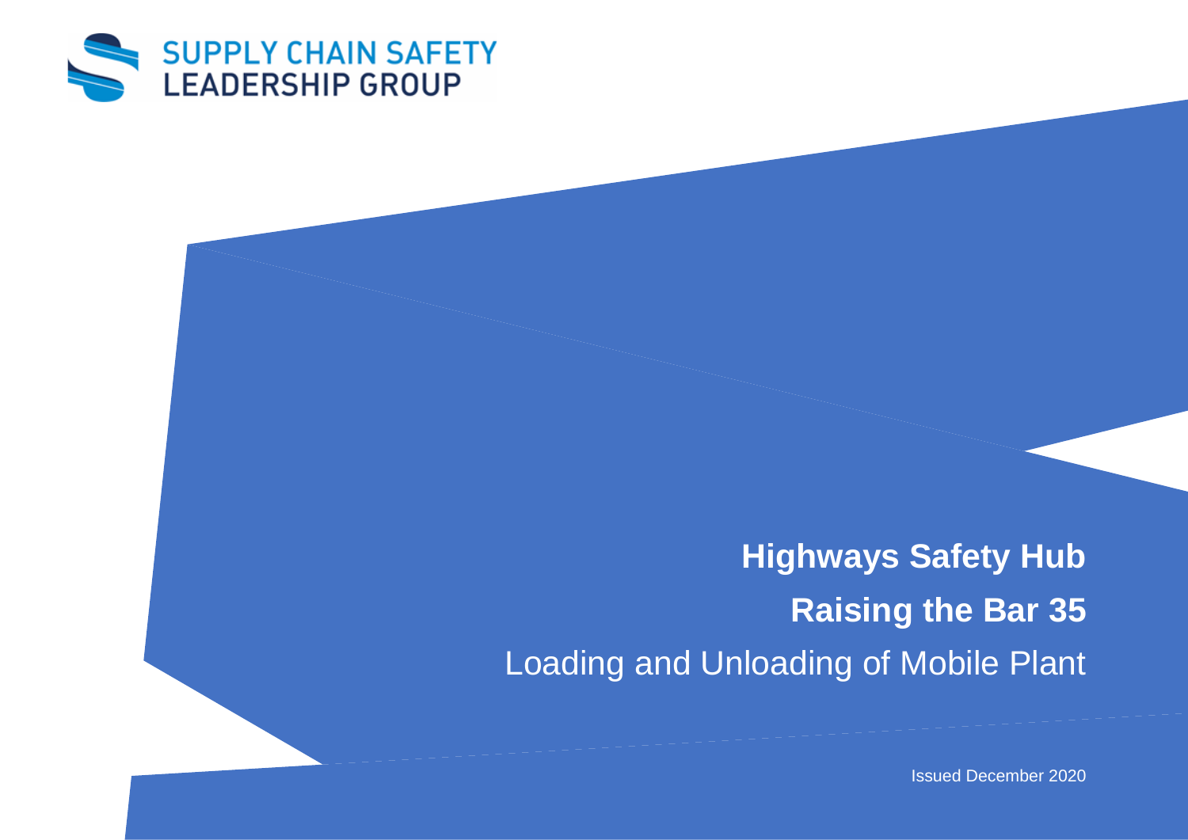SUPPLY CHAIN SAFETY LEADERSHIP GROUP

# Highways Safety Hub

## Raising the Bar 35

Loading and Unloading of Mobile Plant

Issued December 2020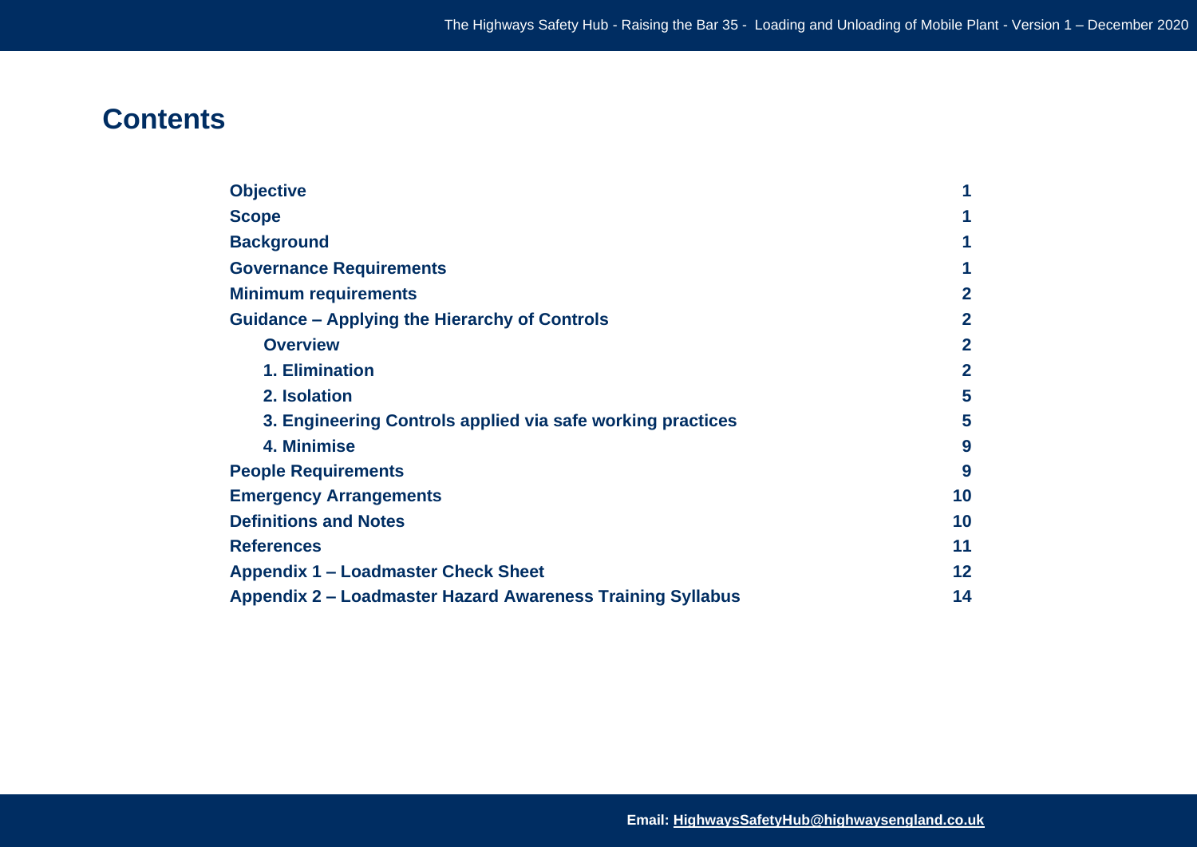## Contents

| | |
|---|---|
| **Objective** | **1** |
| **Scope** | **1** |
| **Background** | **1** |
| **Governance Requirements** | **1** |
| **Minimum requirements** | **2** |
| **Guidance – Applying the Hierarchy of Controls** | **2** |
| **Overview** | **2** |
| **1. Elimination** | **2** |
| **2. Isolation** | **5** |
| **3. Engineering Controls applied via safe working practices** | **5** |
| **4. Minimise** | **9** |
| **People Requirements** | **9** |
| **Emergency Arrangements** | **10** |
| **Definitions and Notes** | **10** |
| **References** | **11** |
| **Appendix 1 – Loadmaster Check Sheet** | **12** |
| **Appendix 2 – Loadmaster Hazard Awareness Training Syllabus** | **14** |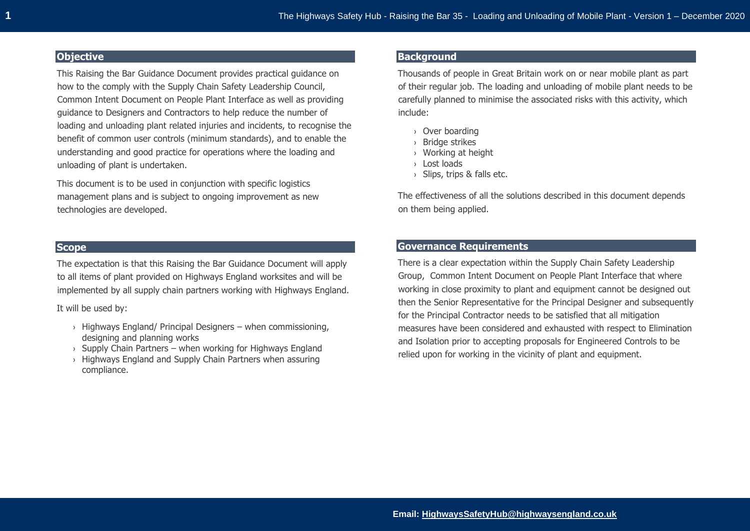## Objective

This Raising the Bar Guidance Document provides practical guidance on how to the comply with the Supply Chain Safety Leadership Council, Common Intent Document on People Plant Interface as well as providing guidance to Designers and Contractors to help reduce the number of loading and unloading plant related injuries and incidents, to recognise the benefit of common user controls (minimum standards), and to enable the understanding and good practice for operations where the loading and unloading of plant is undertaken.

This document is to be used in conjunction with specific logistics management plans and is subject to ongoing improvement as new technologies are developed.

## Scope

The expectation is that this Raising the Bar Guidance Document will apply to all items of plant provided on Highways England worksites and will be implemented by all supply chain partners working with Highways England.

It will be used by:

- Highways England/ Principal Designers – when commissioning, designing and planning works
- Supply Chain Partners – when working for Highways England
- Highways England and Supply Chain Partners when assuring compliance.

## Background

Thousands of people in Great Britain work on or near mobile plant as part of their regular job. The loading and unloading of mobile plant needs to be carefully planned to minimise the associated risks with this activity, which include:

- Over boarding
- Bridge strikes
- Working at height
- Lost loads
- Slips, trips & falls etc.

The effectiveness of all the solutions described in this document depends on them being applied.

## Governance Requirements

There is a clear expectation within the Supply Chain Safety Leadership Group, Common Intent Document on People Plant Interface that where working in close proximity to plant and equipment cannot be designed out then the Senior Representative for the Principal Designer and subsequently for the Principal Contractor needs to be satisfied that all mitigation measures have been considered and exhausted with respect to Elimination and Isolation prior to accepting proposals for Engineered Controls to be relied upon for working in the vicinity of plant and equipment.

**Email: HighwaysSafetyHub@highwaysengland.co.uk**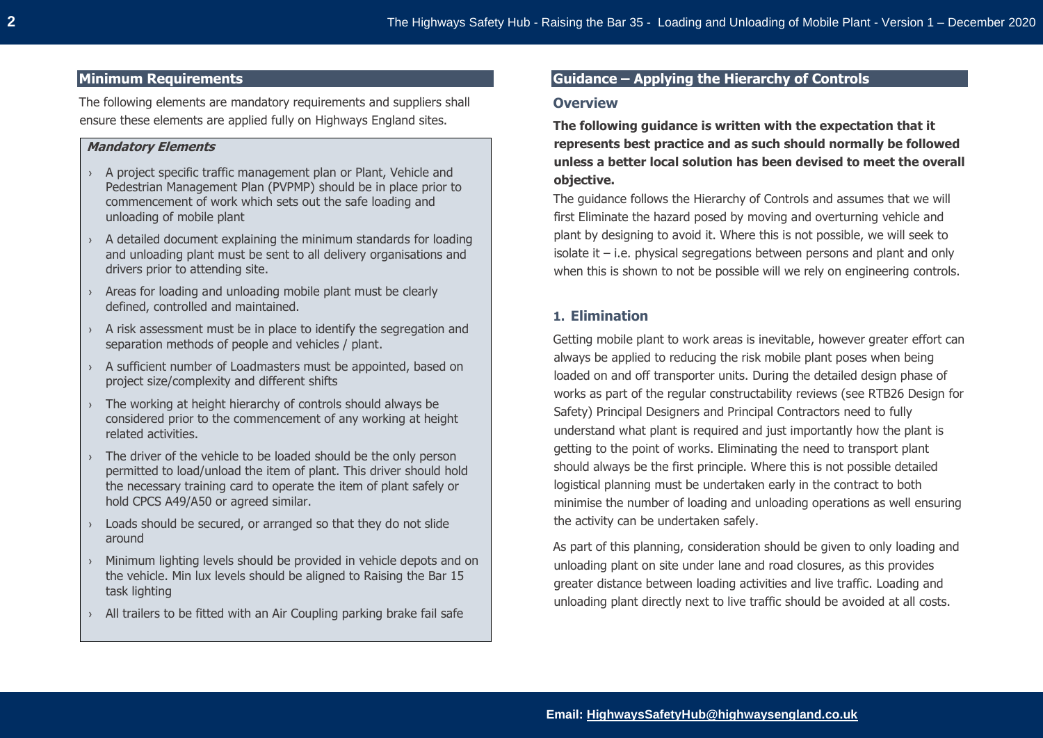## Minimum Requirements

The following elements are mandatory requirements and suppliers shall ensure these elements are applied fully on Highways England sites.

***Mandatory Elements***

- A project specific traffic management plan or Plant, Vehicle and Pedestrian Management Plan (PVPMP) should be in place prior to commencement of work which sets out the safe loading and unloading of mobile plant
- A detailed document explaining the minimum standards for loading and unloading plant must be sent to all delivery organisations and drivers prior to attending site.
- Areas for loading and unloading mobile plant must be clearly defined, controlled and maintained.
- A risk assessment must be in place to identify the segregation and separation methods of people and vehicles / plant.
- A sufficient number of Loadmasters must be appointed, based on project size/complexity and different shifts
- The working at height hierarchy of controls should always be considered prior to the commencement of any working at height related activities.
- The driver of the vehicle to be loaded should be the only person permitted to load/unload the item of plant. This driver should hold the necessary training card to operate the item of plant safely or hold CPCS A49/A50 or agreed similar.
- Loads should be secured, or arranged so that they do not slide around
- Minimum lighting levels should be provided in vehicle depots and on the vehicle. Min lux levels should be aligned to Raising the Bar 15 task lighting
- All trailers to be fitted with an Air Coupling parking brake fail safe

## Guidance – Applying the Hierarchy of Controls

### Overview

**The following guidance is written with the expectation that it represents best practice and as such should normally be followed unless a better local solution has been devised to meet the overall objective.**

The guidance follows the Hierarchy of Controls and assumes that we will first Eliminate the hazard posed by moving and overturning vehicle and plant by designing to avoid it. Where this is not possible, we will seek to isolate it – i.e. physical segregations between persons and plant and only when this is shown to not be possible will we rely on engineering controls.

### 1. Elimination

Getting mobile plant to work areas is inevitable, however greater effort can always be applied to reducing the risk mobile plant poses when being loaded on and off transporter units. During the detailed design phase of works as part of the regular constructability reviews (see RTB26 Design for Safety) Principal Designers and Principal Contractors need to fully understand what plant is required and just importantly how the plant is getting to the point of works. Eliminating the need to transport plant should always be the first principle. Where this is not possible detailed logistical planning must be undertaken early in the contract to both minimise the number of loading and unloading operations as well ensuring the activity can be undertaken safely.

As part of this planning, consideration should be given to only loading and unloading plant on site under lane and road closures, as this provides greater distance between loading activities and live traffic. Loading and unloading plant directly next to live traffic should be avoided at all costs.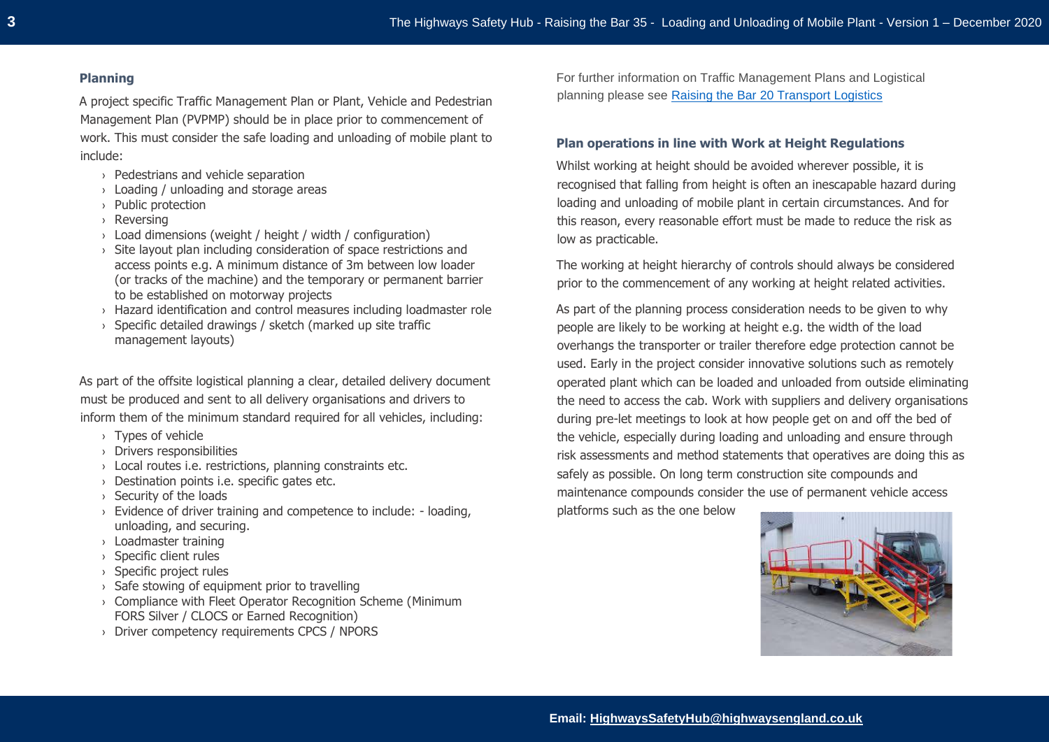## Planning

A project specific Traffic Management Plan or Plant, Vehicle and Pedestrian Management Plan (PVPMP) should be in place prior to commencement of work. This must consider the safe loading and unloading of mobile plant to include:

- Pedestrians and vehicle separation
- Loading / unloading and storage areas
- Public protection
- Reversing
- Load dimensions (weight / height / width / configuration)
- Site layout plan including consideration of space restrictions and access points e.g. A minimum distance of 3m between low loader (or tracks of the machine) and the temporary or permanent barrier to be established on motorway projects
- Hazard identification and control measures including loadmaster role
- Specific detailed drawings / sketch (marked up site traffic management layouts)

As part of the offsite logistical planning a clear, detailed delivery document must be produced and sent to all delivery organisations and drivers to inform them of the minimum standard required for all vehicles, including:

- Types of vehicle
- Drivers responsibilities
- Local routes i.e. restrictions, planning constraints etc.
- Destination points i.e. specific gates etc.
- Security of the loads
- Evidence of driver training and competence to include: - loading, unloading, and securing.
- Loadmaster training
- Specific client rules
- Specific project rules
- Safe stowing of equipment prior to travelling
- Compliance with Fleet Operator Recognition Scheme (Minimum FORS Silver / CLOCS or Earned Recognition)
- Driver competency requirements CPCS / NPORS

For further information on Traffic Management Plans and Logistical planning please see [Raising the Bar 20 Transport Logistics]

## Plan operations in line with Work at Height Regulations

Whilst working at height should be avoided wherever possible, it is recognised that falling from height is often an inescapable hazard during loading and unloading of mobile plant in certain circumstances. And for this reason, every reasonable effort must be made to reduce the risk as low as practicable.

The working at height hierarchy of controls should always be considered prior to the commencement of any working at height related activities.

As part of the planning process consideration needs to be given to why people are likely to be working at height e.g. the width of the load overhangs the transporter or trailer therefore edge protection cannot be used. Early in the project consider innovative solutions such as remotely operated plant which can be loaded and unloaded from outside eliminating the need to access the cab. Work with suppliers and delivery organisations during pre-let meetings to look at how people get on and off the bed of the vehicle, especially during loading and unloading and ensure through risk assessments and method statements that operatives are doing this as safely as possible. On long term construction site compounds and maintenance compounds consider the use of permanent vehicle access platforms such as the one below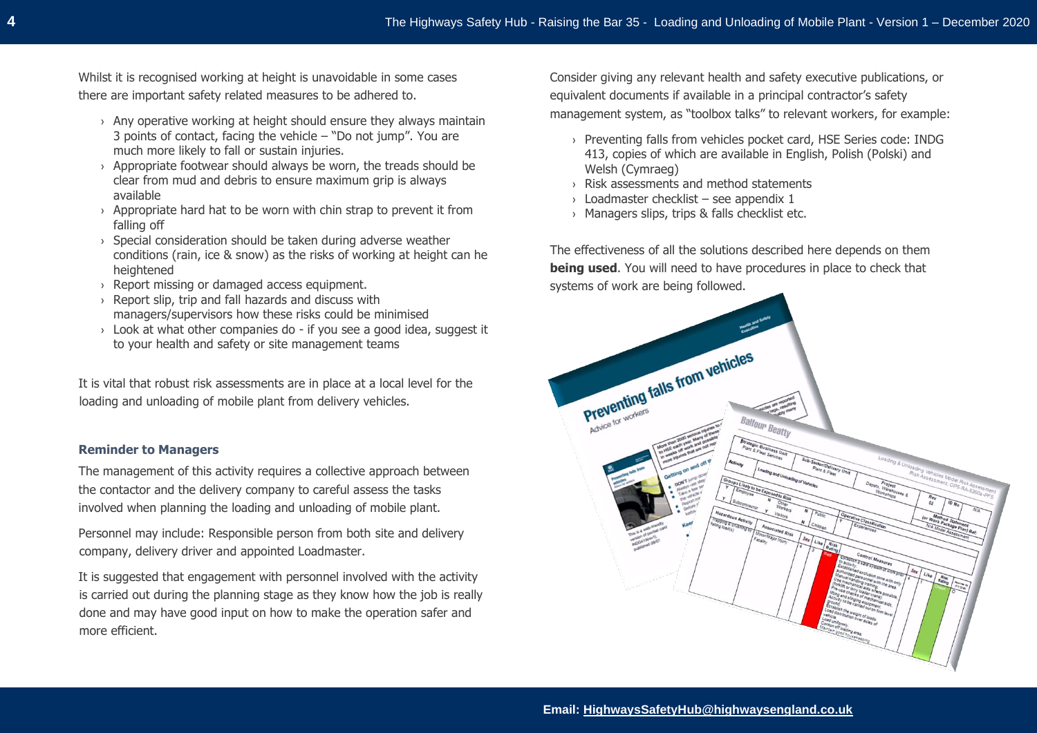Whilst it is recognised working at height is unavoidable in some cases there are important safety related measures to be adhered to.

- Any operative working at height should ensure they always maintain 3 points of contact, facing the vehicle – "Do not jump". You are much more likely to fall or sustain injuries.
- Appropriate footwear should always be worn, the treads should be clear from mud and debris to ensure maximum grip is always available
- Appropriate hard hat to be worn with chin strap to prevent it from falling off
- Special consideration should be taken during adverse weather conditions (rain, ice & snow) as the risks of working at height can he heightened
- Report missing or damaged access equipment.
- Report slip, trip and fall hazards and discuss with managers/supervisors how these risks could be minimised
- Look at what other companies do - if you see a good idea, suggest it to your health and safety or site management teams

It is vital that robust risk assessments are in place at a local level for the loading and unloading of mobile plant from delivery vehicles.

### Reminder to Managers

The management of this activity requires a collective approach between the contactor and the delivery company to careful assess the tasks involved when planning the loading and unloading of mobile plant.

Personnel may include: Responsible person from both site and delivery company, delivery driver and appointed Loadmaster.

It is suggested that engagement with personnel involved with the activity is carried out during the planning stage as they know how the job is really done and may have good input on how to make the operation safer and more efficient.

Consider giving any relevant health and safety executive publications, or equivalent documents if available in a principal contractor's safety management system, as "toolbox talks" to relevant workers, for example:

- Preventing falls from vehicles pocket card, HSE Series code: INDG 413, copies of which are available in English, Polish (Polski) and Welsh (Cymraeg)
- Risk assessments and method statements
- Loadmaster checklist – see appendix 1
- Managers slips, trips & falls checklist etc.

The effectiveness of all the solutions described here depends on them **being used**. You will need to have procedures in place to check that systems of work are being followed.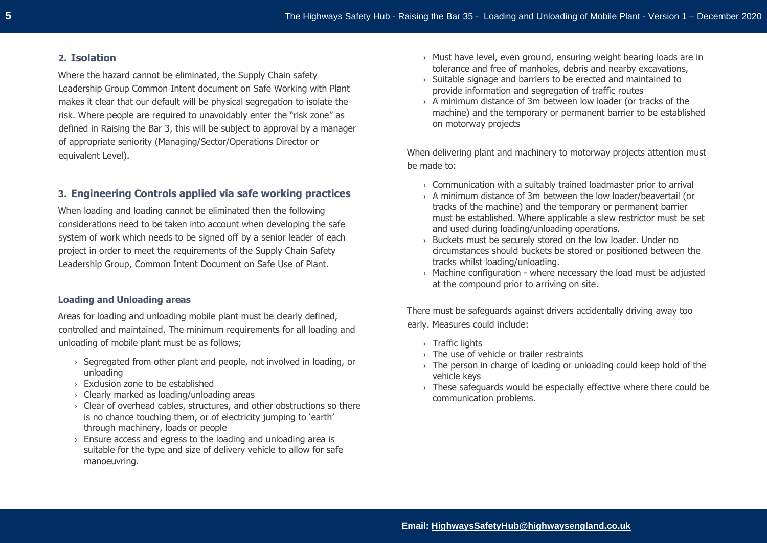## 2. Isolation

Where the hazard cannot be eliminated, the Supply Chain safety Leadership Group Common Intent document on Safe Working with Plant makes it clear that our default will be physical segregation to isolate the risk. Where people are required to unavoidably enter the "risk zone" as defined in Raising the Bar 3, this will be subject to approval by a manager of appropriate seniority (Managing/Sector/Operations Director or equivalent Level).

## 3. Engineering Controls applied via safe working practices

When loading and loading cannot be eliminated then the following considerations need to be taken into account when developing the safe system of work which needs to be signed off by a senior leader of each project in order to meet the requirements of the Supply Chain Safety Leadership Group, Common Intent Document on Safe Use of Plant.

### Loading and Unloading areas

Areas for loading and unloading mobile plant must be clearly defined, controlled and maintained. The minimum requirements for all loading and unloading of mobile plant must be as follows;

- Segregated from other plant and people, not involved in loading, or unloading
- Exclusion zone to be established
- Clearly marked as loading/unloading areas
- Clear of overhead cables, structures, and other obstructions so there is no chance touching them, or of electricity jumping to 'earth' through machinery, loads or people
- Ensure access and egress to the loading and unloading area is suitable for the type and size of delivery vehicle to allow for safe manoeuvring.
- Must have level, even ground, ensuring weight bearing loads are in tolerance and free of manholes, debris and nearby excavations,
- Suitable signage and barriers to be erected and maintained to provide information and segregation of traffic routes
- A minimum distance of 3m between low loader (or tracks of the machine) and the temporary or permanent barrier to be established on motorway projects

When delivering plant and machinery to motorway projects attention must be made to:

- Communication with a suitably trained loadmaster prior to arrival
- A minimum distance of 3m between the low loader/beavertail (or tracks of the machine) and the temporary or permanent barrier must be established. Where applicable a slew restrictor must be set and used during loading/unloading operations.
- Buckets must be securely stored on the low loader. Under no circumstances should buckets be stored or positioned between the tracks whilst loading/unloading.
- Machine configuration - where necessary the load must be adjusted at the compound prior to arriving on site.

There must be safeguards against drivers accidentally driving away too early. Measures could include:

- Traffic lights
- The use of vehicle or trailer restraints
- The person in charge of loading or unloading could keep hold of the vehicle keys
- These safeguards would be especially effective where there could be communication problems.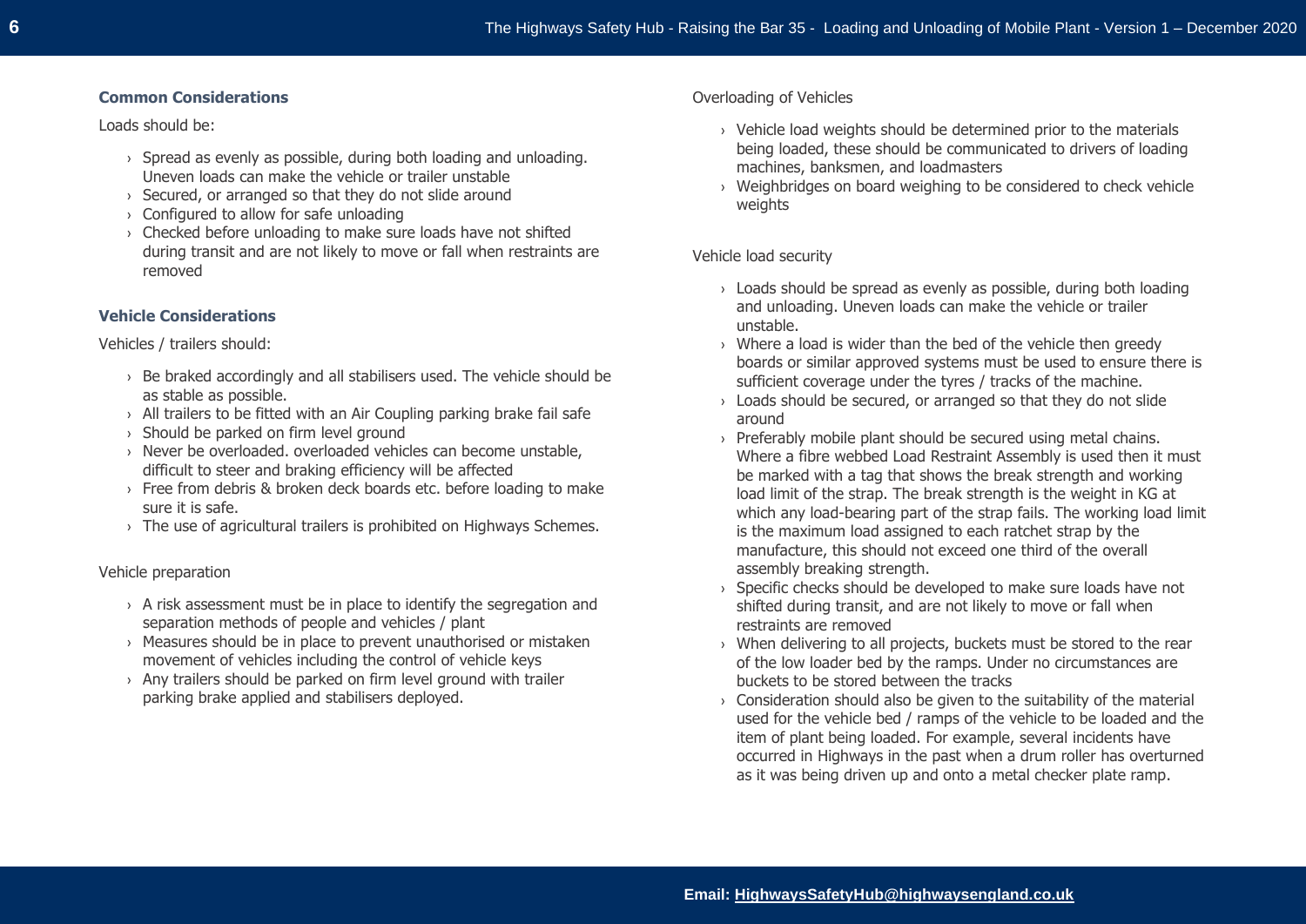### Common Considerations

Loads should be:

- Spread as evenly as possible, during both loading and unloading. Uneven loads can make the vehicle or trailer unstable
- Secured, or arranged so that they do not slide around
- Configured to allow for safe unloading
- Checked before unloading to make sure loads have not shifted during transit and are not likely to move or fall when restraints are removed

### Vehicle Considerations

Vehicles / trailers should:

- Be braked accordingly and all stabilisers used. The vehicle should be as stable as possible.
- All trailers to be fitted with an Air Coupling parking brake fail safe
- Should be parked on firm level ground
- Never be overloaded. overloaded vehicles can become unstable, difficult to steer and braking efficiency will be affected
- Free from debris & broken deck boards etc. before loading to make sure it is safe.
- The use of agricultural trailers is prohibited on Highways Schemes.

Vehicle preparation

- A risk assessment must be in place to identify the segregation and separation methods of people and vehicles / plant
- Measures should be in place to prevent unauthorised or mistaken movement of vehicles including the control of vehicle keys
- Any trailers should be parked on firm level ground with trailer parking brake applied and stabilisers deployed.

Overloading of Vehicles

- Vehicle load weights should be determined prior to the materials being loaded, these should be communicated to drivers of loading machines, banksmen, and loadmasters
- Weighbridges on board weighing to be considered to check vehicle weights

Vehicle load security

- Loads should be spread as evenly as possible, during both loading and unloading. Uneven loads can make the vehicle or trailer unstable.
- Where a load is wider than the bed of the vehicle then greedy boards or similar approved systems must be used to ensure there is sufficient coverage under the tyres / tracks of the machine.
- Loads should be secured, or arranged so that they do not slide around
- Preferably mobile plant should be secured using metal chains. Where a fibre webbed Load Restraint Assembly is used then it must be marked with a tag that shows the break strength and working load limit of the strap. The break strength is the weight in KG at which any load-bearing part of the strap fails. The working load limit is the maximum load assigned to each ratchet strap by the manufacture, this should not exceed one third of the overall assembly breaking strength.
- Specific checks should be developed to make sure loads have not shifted during transit, and are not likely to move or fall when restraints are removed
- When delivering to all projects, buckets must be stored to the rear of the low loader bed by the ramps. Under no circumstances are buckets to be stored between the tracks
- Consideration should also be given to the suitability of the material used for the vehicle bed / ramps of the vehicle to be loaded and the item of plant being loaded. For example, several incidents have occurred in Highways in the past when a drum roller has overturned as it was being driven up and onto a metal checker plate ramp.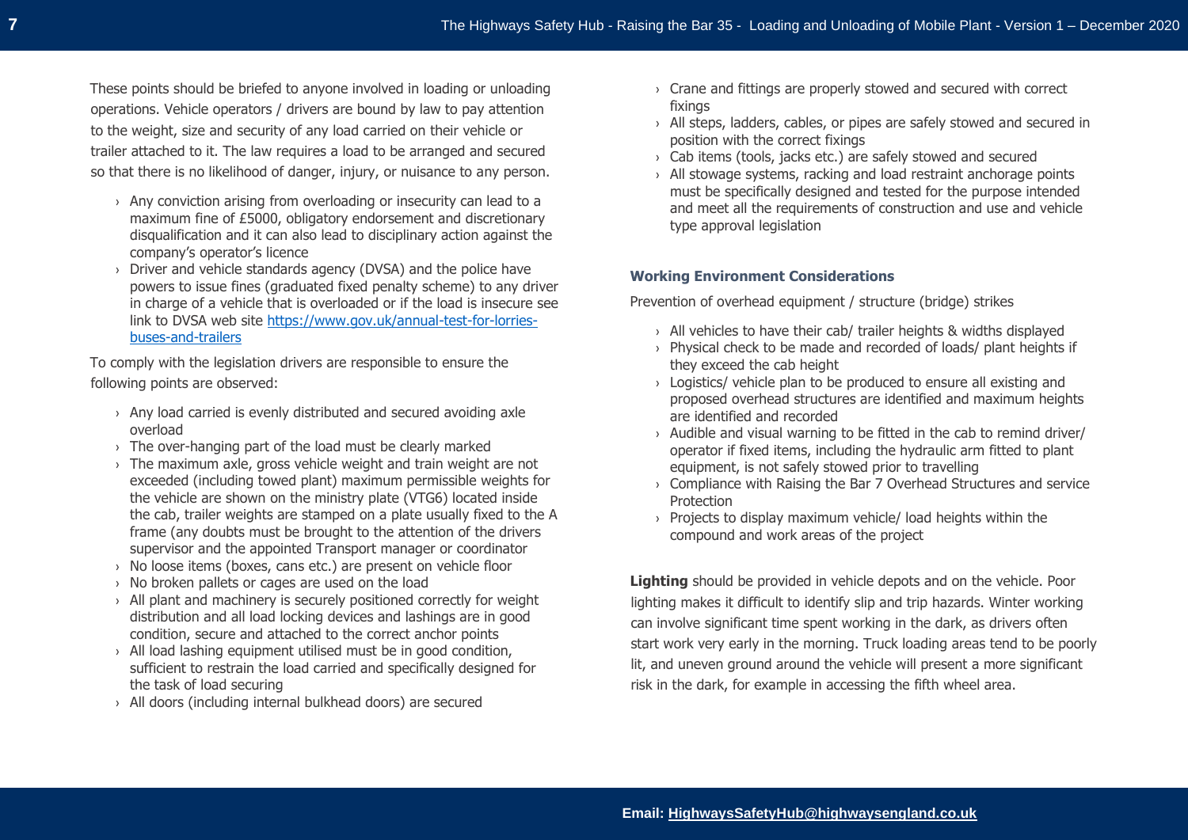These points should be briefed to anyone involved in loading or unloading operations. Vehicle operators / drivers are bound by law to pay attention to the weight, size and security of any load carried on their vehicle or trailer attached to it. The law requires a load to be arranged and secured so that there is no likelihood of danger, injury, or nuisance to any person.

- Any conviction arising from overloading or insecurity can lead to a maximum fine of £5000, obligatory endorsement and discretionary disqualification and it can also lead to disciplinary action against the company's operator's licence
- Driver and vehicle standards agency (DVSA) and the police have powers to issue fines (graduated fixed penalty scheme) to any driver in charge of a vehicle that is overloaded or if the load is insecure see link to DVSA web site [https://www.gov.uk/annual-test-for-lorries-buses-and-trailers](https://www.gov.uk/annual-test-for-lorries-buses-and-trailers)

To comply with the legislation drivers are responsible to ensure the following points are observed:

- Any load carried is evenly distributed and secured avoiding axle overload
- The over-hanging part of the load must be clearly marked
- The maximum axle, gross vehicle weight and train weight are not exceeded (including towed plant) maximum permissible weights for the vehicle are shown on the ministry plate (VTG6) located inside the cab, trailer weights are stamped on a plate usually fixed to the A frame (any doubts must be brought to the attention of the drivers supervisor and the appointed Transport manager or coordinator
- No loose items (boxes, cans etc.) are present on vehicle floor
- No broken pallets or cages are used on the load
- All plant and machinery is securely positioned correctly for weight distribution and all load locking devices and lashings are in good condition, secure and attached to the correct anchor points
- All load lashing equipment utilised must be in good condition, sufficient to restrain the load carried and specifically designed for the task of load securing
- All doors (including internal bulkhead doors) are secured
- Crane and fittings are properly stowed and secured with correct fixings
- All steps, ladders, cables, or pipes are safely stowed and secured in position with the correct fixings
- Cab items (tools, jacks etc.) are safely stowed and secured
- All stowage systems, racking and load restraint anchorage points must be specifically designed and tested for the purpose intended and meet all the requirements of construction and use and vehicle type approval legislation

### Working Environment Considerations

Prevention of overhead equipment / structure (bridge) strikes

- All vehicles to have their cab/ trailer heights & widths displayed
- Physical check to be made and recorded of loads/ plant heights if they exceed the cab height
- Logistics/ vehicle plan to be produced to ensure all existing and proposed overhead structures are identified and maximum heights are identified and recorded
- Audible and visual warning to be fitted in the cab to remind driver/ operator if fixed items, including the hydraulic arm fitted to plant equipment, is not safely stowed prior to travelling
- Compliance with Raising the Bar 7 Overhead Structures and service Protection
- Projects to display maximum vehicle/ load heights within the compound and work areas of the project

**Lighting** should be provided in vehicle depots and on the vehicle. Poor lighting makes it difficult to identify slip and trip hazards. Winter working can involve significant time spent working in the dark, as drivers often start work very early in the morning. Truck loading areas tend to be poorly lit, and uneven ground around the vehicle will present a more significant risk in the dark, for example in accessing the fifth wheel area.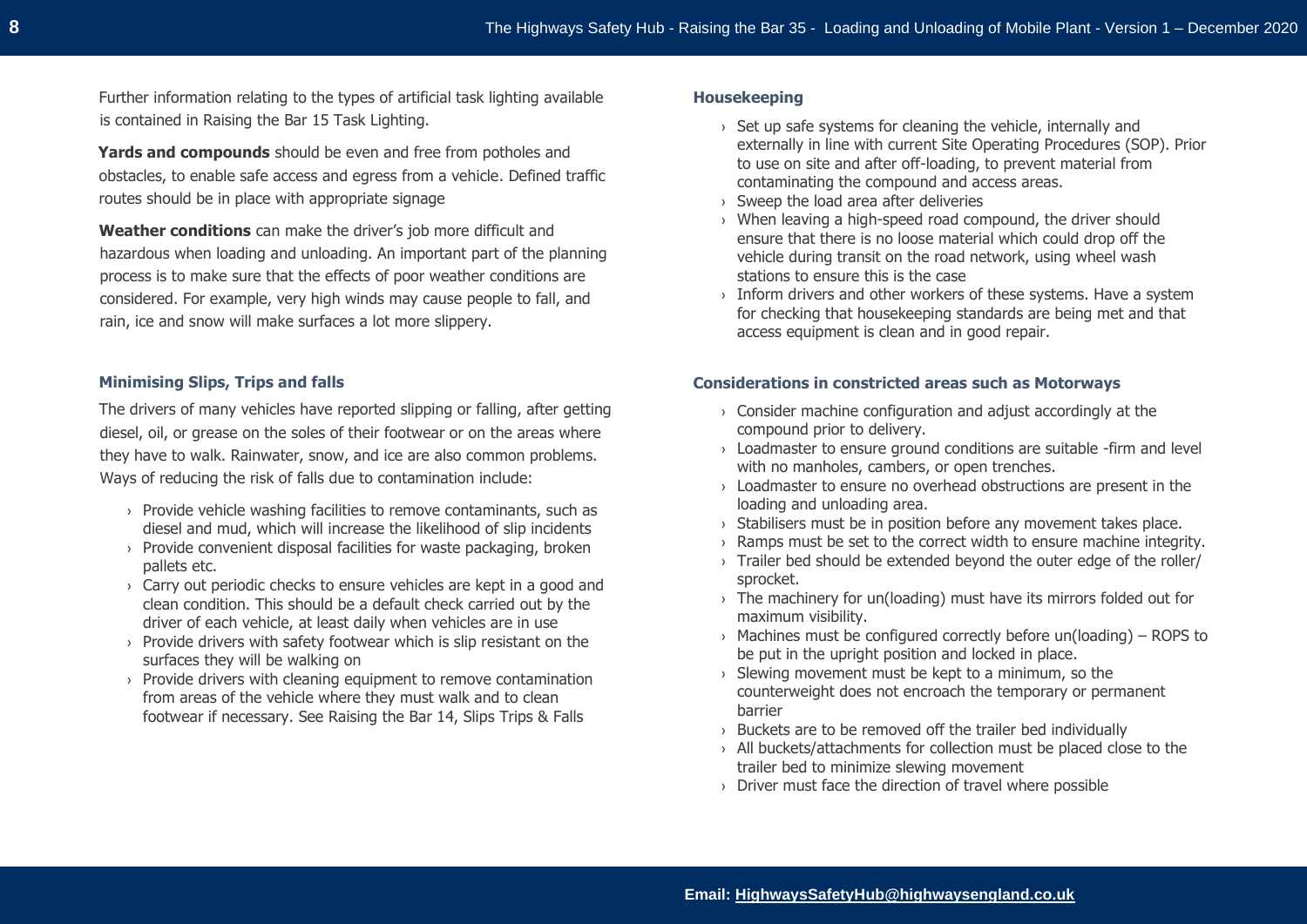Further information relating to the types of artificial task lighting available is contained in Raising the Bar 15 Task Lighting.

**Yards and compounds** should be even and free from potholes and obstacles, to enable safe access and egress from a vehicle. Defined traffic routes should be in place with appropriate signage

**Weather conditions** can make the driver's job more difficult and hazardous when loading and unloading. An important part of the planning process is to make sure that the effects of poor weather conditions are considered. For example, very high winds may cause people to fall, and rain, ice and snow will make surfaces a lot more slippery.

### Minimising Slips, Trips and falls

The drivers of many vehicles have reported slipping or falling, after getting diesel, oil, or grease on the soles of their footwear or on the areas where they have to walk. Rainwater, snow, and ice are also common problems. Ways of reducing the risk of falls due to contamination include:

- Provide vehicle washing facilities to remove contaminants, such as diesel and mud, which will increase the likelihood of slip incidents
- Provide convenient disposal facilities for waste packaging, broken pallets etc.
- Carry out periodic checks to ensure vehicles are kept in a good and clean condition. This should be a default check carried out by the driver of each vehicle, at least daily when vehicles are in use
- Provide drivers with safety footwear which is slip resistant on the surfaces they will be walking on
- Provide drivers with cleaning equipment to remove contamination from areas of the vehicle where they must walk and to clean footwear if necessary. See Raising the Bar 14, Slips Trips & Falls

### Housekeeping

- Set up safe systems for cleaning the vehicle, internally and externally in line with current Site Operating Procedures (SOP). Prior to use on site and after off-loading, to prevent material from contaminating the compound and access areas.
- Sweep the load area after deliveries
- When leaving a high-speed road compound, the driver should ensure that there is no loose material which could drop off the vehicle during transit on the road network, using wheel wash stations to ensure this is the case
- Inform drivers and other workers of these systems. Have a system for checking that housekeeping standards are being met and that access equipment is clean and in good repair.

### Considerations in constricted areas such as Motorways

- Consider machine configuration and adjust accordingly at the compound prior to delivery.
- Loadmaster to ensure ground conditions are suitable -firm and level with no manholes, cambers, or open trenches.
- Loadmaster to ensure no overhead obstructions are present in the loading and unloading area.
- Stabilisers must be in position before any movement takes place.
- Ramps must be set to the correct width to ensure machine integrity.
- Trailer bed should be extended beyond the outer edge of the roller/ sprocket.
- The machinery for un(loading) must have its mirrors folded out for maximum visibility.
- Machines must be configured correctly before un(loading) – ROPS to be put in the upright position and locked in place.
- Slewing movement must be kept to a minimum, so the counterweight does not encroach the temporary or permanent barrier
- Buckets are to be removed off the trailer bed individually
- All buckets/attachments for collection must be placed close to the trailer bed to minimize slewing movement
- Driver must face the direction of travel where possible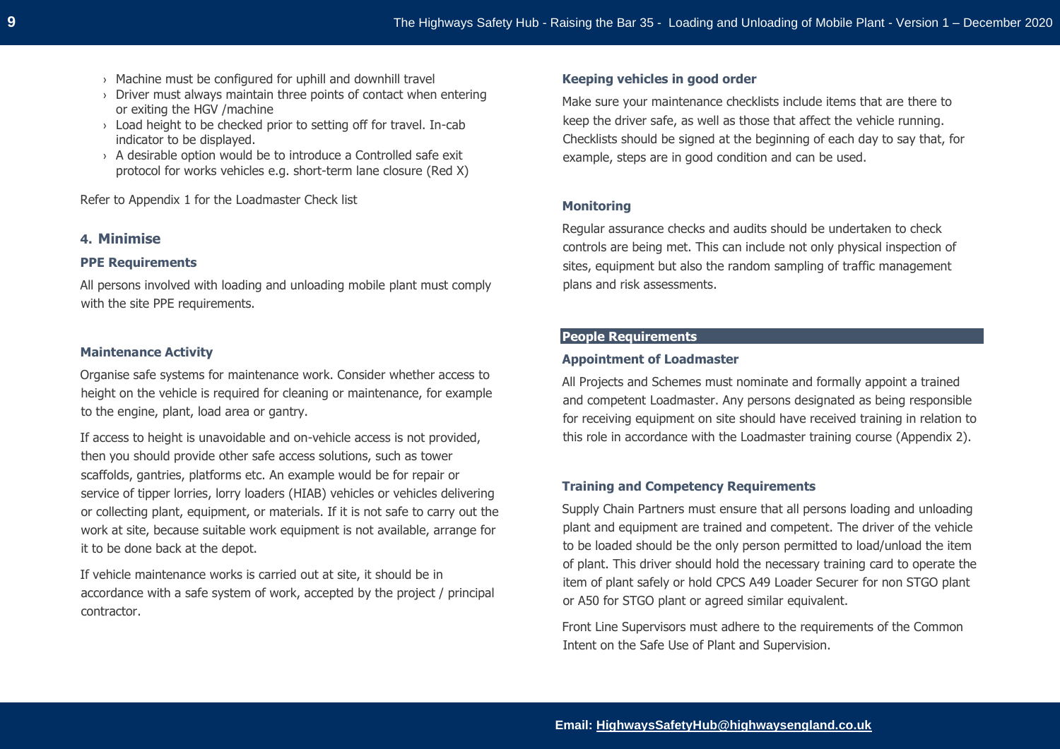- Machine must be configured for uphill and downhill travel
- Driver must always maintain three points of contact when entering or exiting the HGV /machine
- Load height to be checked prior to setting off for travel. In-cab indicator to be displayed.
- A desirable option would be to introduce a Controlled safe exit protocol for works vehicles e.g. short-term lane closure (Red X)

Refer to Appendix 1 for the Loadmaster Check list

## 4. Minimise

### PPE Requirements

All persons involved with loading and unloading mobile plant must comply with the site PPE requirements.

### Maintenance Activity

Organise safe systems for maintenance work. Consider whether access to height on the vehicle is required for cleaning or maintenance, for example to the engine, plant, load area or gantry.

If access to height is unavoidable and on-vehicle access is not provided, then you should provide other safe access solutions, such as tower scaffolds, gantries, platforms etc. An example would be for repair or service of tipper lorries, lorry loaders (HIAB) vehicles or vehicles delivering or collecting plant, equipment, or materials. If it is not safe to carry out the work at site, because suitable work equipment is not available, arrange for it to be done back at the depot.

If vehicle maintenance works is carried out at site, it should be in accordance with a safe system of work, accepted by the project / principal contractor.

### Keeping vehicles in good order

Make sure your maintenance checklists include items that are there to keep the driver safe, as well as those that affect the vehicle running. Checklists should be signed at the beginning of each day to say that, for example, steps are in good condition and can be used.

### Monitoring

Regular assurance checks and audits should be undertaken to check controls are being met. This can include not only physical inspection of sites, equipment but also the random sampling of traffic management plans and risk assessments.

## People Requirements

### Appointment of Loadmaster

All Projects and Schemes must nominate and formally appoint a trained and competent Loadmaster. Any persons designated as being responsible for receiving equipment on site should have received training in relation to this role in accordance with the Loadmaster training course (Appendix 2).

### Training and Competency Requirements

Supply Chain Partners must ensure that all persons loading and unloading plant and equipment are trained and competent. The driver of the vehicle to be loaded should be the only person permitted to load/unload the item of plant. This driver should hold the necessary training card to operate the item of plant safely or hold CPCS A49 Loader Securer for non STGO plant or A50 for STGO plant or agreed similar equivalent.

Front Line Supervisors must adhere to the requirements of the Common Intent on the Safe Use of Plant and Supervision.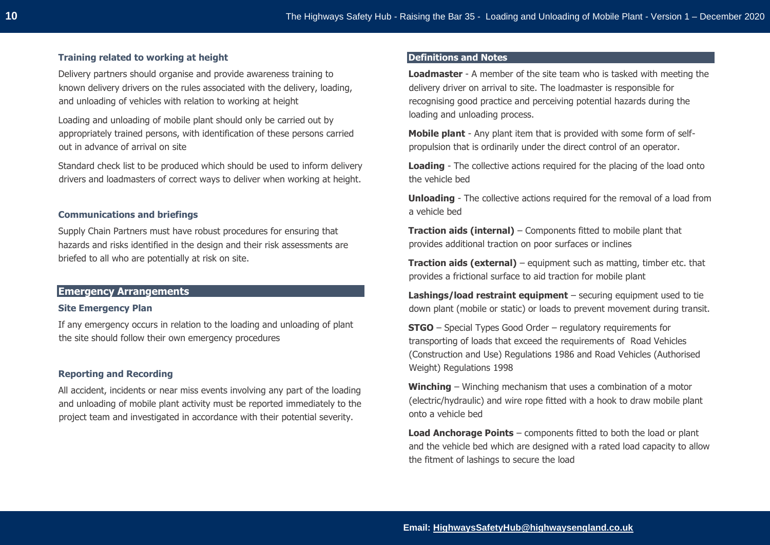### Training related to working at height

Delivery partners should organise and provide awareness training to known delivery drivers on the rules associated with the delivery, loading, and unloading of vehicles with relation to working at height

Loading and unloading of mobile plant should only be carried out by appropriately trained persons, with identification of these persons carried out in advance of arrival on site

Standard check list to be produced which should be used to inform delivery drivers and loadmasters of correct ways to deliver when working at height.

### Communications and briefings

Supply Chain Partners must have robust procedures for ensuring that hazards and risks identified in the design and their risk assessments are briefed to all who are potentially at risk on site.

## Emergency Arrangements

### Site Emergency Plan

If any emergency occurs in relation to the loading and unloading of plant the site should follow their own emergency procedures

### Reporting and Recording

All accident, incidents or near miss events involving any part of the loading and unloading of mobile plant activity must be reported immediately to the project team and investigated in accordance with their potential severity.

## Definitions and Notes

**Loadmaster** - A member of the site team who is tasked with meeting the delivery driver on arrival to site. The loadmaster is responsible for recognising good practice and perceiving potential hazards during the loading and unloading process.

**Mobile plant** - Any plant item that is provided with some form of self-propulsion that is ordinarily under the direct control of an operator.

**Loading** - The collective actions required for the placing of the load onto the vehicle bed

**Unloading** - The collective actions required for the removal of a load from a vehicle bed

**Traction aids (internal)** – Components fitted to mobile plant that provides additional traction on poor surfaces or inclines

**Traction aids (external)** – equipment such as matting, timber etc. that provides a frictional surface to aid traction for mobile plant

**Lashings/load restraint equipment** – securing equipment used to tie down plant (mobile or static) or loads to prevent movement during transit.

**STGO** – Special Types Good Order – regulatory requirements for transporting of loads that exceed the requirements of Road Vehicles (Construction and Use) Regulations 1986 and Road Vehicles (Authorised Weight) Regulations 1998

**Winching** – Winching mechanism that uses a combination of a motor (electric/hydraulic) and wire rope fitted with a hook to draw mobile plant onto a vehicle bed

**Load Anchorage Points** – components fitted to both the load or plant and the vehicle bed which are designed with a rated load capacity to allow the fitment of lashings to secure the load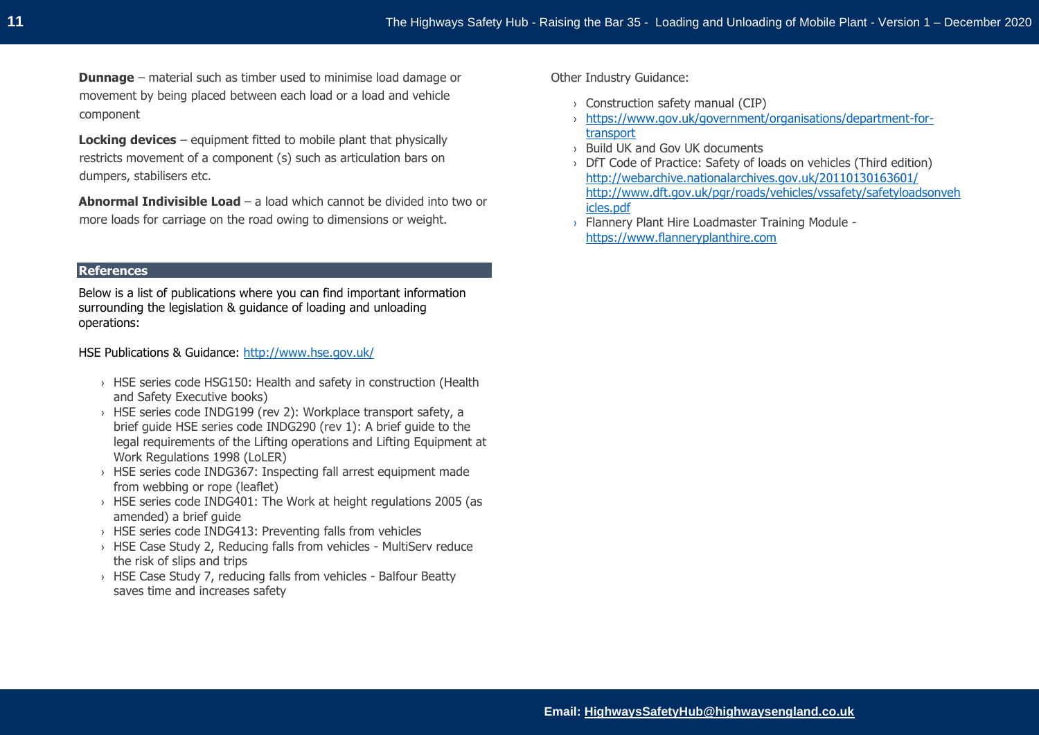**Dunnage** – material such as timber used to minimise load damage or movement by being placed between each load or a load and vehicle component

**Locking devices** – equipment fitted to mobile plant that physically restricts movement of a component (s) such as articulation bars on dumpers, stabilisers etc.

**Abnormal Indivisible Load** – a load which cannot be divided into two or more loads for carriage on the road owing to dimensions or weight.

## References

Below is a list of publications where you can find important information surrounding the legislation & guidance of loading and unloading operations:

HSE Publications & Guidance: http://www.hse.gov.uk/

- HSE series code HSG150: Health and safety in construction (Health and Safety Executive books)
- HSE series code INDG199 (rev 2): Workplace transport safety, a brief guide HSE series code INDG290 (rev 1): A brief guide to the legal requirements of the Lifting operations and Lifting Equipment at Work Regulations 1998 (LoLER)
- HSE series code INDG367: Inspecting fall arrest equipment made from webbing or rope (leaflet)
- HSE series code INDG401: The Work at height regulations 2005 (as amended) a brief guide
- HSE series code INDG413: Preventing falls from vehicles
- HSE Case Study 2, Reducing falls from vehicles - MultiServ reduce the risk of slips and trips
- HSE Case Study 7, reducing falls from vehicles - Balfour Beatty saves time and increases safety

Other Industry Guidance:

- Construction safety manual (CIP)
- https://www.gov.uk/government/organisations/department-for-transport
- Build UK and Gov UK documents
- DfT Code of Practice: Safety of loads on vehicles (Third edition) http://webarchive.nationalarchives.gov.uk/20110130163601/ http://www.dft.gov.uk/pgr/roads/vehicles/vssafety/safetyloadsonvehicles.pdf
- Flannery Plant Hire Loadmaster Training Module - https://www.flanneryplanthire.com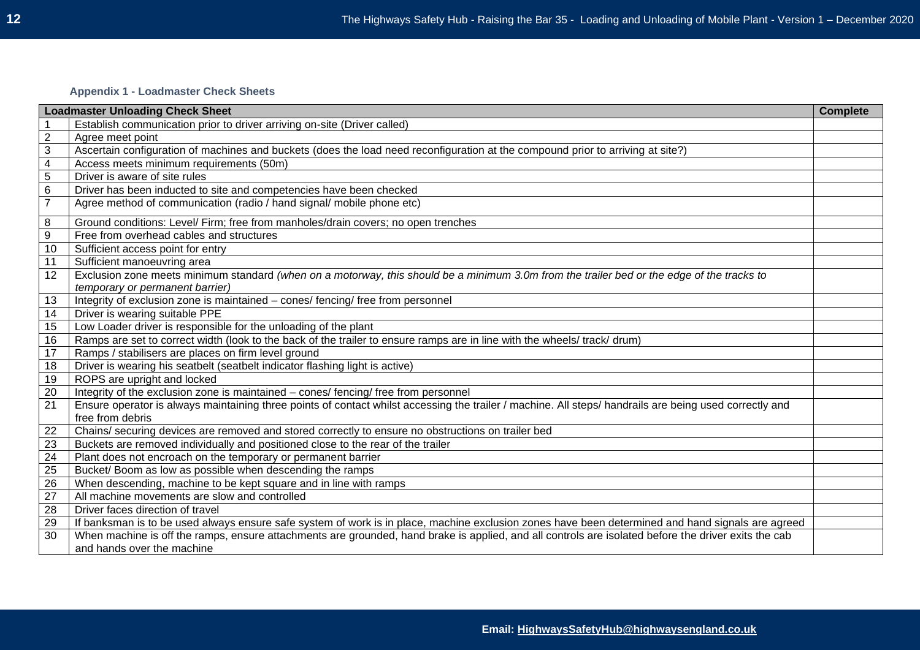### Appendix 1 - Loadmaster Check Sheets

| | Loadmaster Unloading Check Sheet | Complete |
|---|---|---|
| 1 | Establish communication prior to driver arriving on-site (Driver called) | |
| 2 | Agree meet point | |
| 3 | Ascertain configuration of machines and buckets (does the load need reconfiguration at the compound prior to arriving at site?) | |
| 4 | Access meets minimum requirements (50m) | |
| 5 | Driver is aware of site rules | |
| 6 | Driver has been inducted to site and competencies have been checked | |
| 7 | Agree method of communication (radio / hand signal/ mobile phone etc) | |
| 8 | Ground conditions: Level/ Firm; free from manholes/drain covers; no open trenches | |
| 9 | Free from overhead cables and structures | |
| 10 | Sufficient access point for entry | |
| 11 | Sufficient manoeuvring area | |
| 12 | Exclusion zone meets minimum standard *(when on a motorway, this should be a minimum 3.0m from the trailer bed or the edge of the tracks to temporary or permanent barrier)* | |
| 13 | Integrity of exclusion zone is maintained – cones/ fencing/ free from personnel | |
| 14 | Driver is wearing suitable PPE | |
| 15 | Low Loader driver is responsible for the unloading of the plant | |
| 16 | Ramps are set to correct width (look to the back of the trailer to ensure ramps are in line with the wheels/ track/ drum) | |
| 17 | Ramps / stabilisers are places on firm level ground | |
| 18 | Driver is wearing his seatbelt (seatbelt indicator flashing light is active) | |
| 19 | ROPS are upright and locked | |
| 20 | Integrity of the exclusion zone is maintained – cones/ fencing/ free from personnel | |
| 21 | Ensure operator is always maintaining three points of contact whilst accessing the trailer / machine. All steps/ handrails are being used correctly and free from debris | |
| 22 | Chains/ securing devices are removed and stored correctly to ensure no obstructions on trailer bed | |
| 23 | Buckets are removed individually and positioned close to the rear of the trailer | |
| 24 | Plant does not encroach on the temporary or permanent barrier | |
| 25 | Bucket/ Boom as low as possible when descending the ramps | |
| 26 | When descending, machine to be kept square and in line with ramps | |
| 27 | All machine movements are slow and controlled | |
| 28 | Driver faces direction of travel | |
| 29 | If banksman is to be used always ensure safe system of work is in place, machine exclusion zones have been determined and hand signals are agreed | |
| 30 | When machine is off the ramps, ensure attachments are grounded, hand brake is applied, and all controls are isolated before the driver exits the cab and hands over the machine | |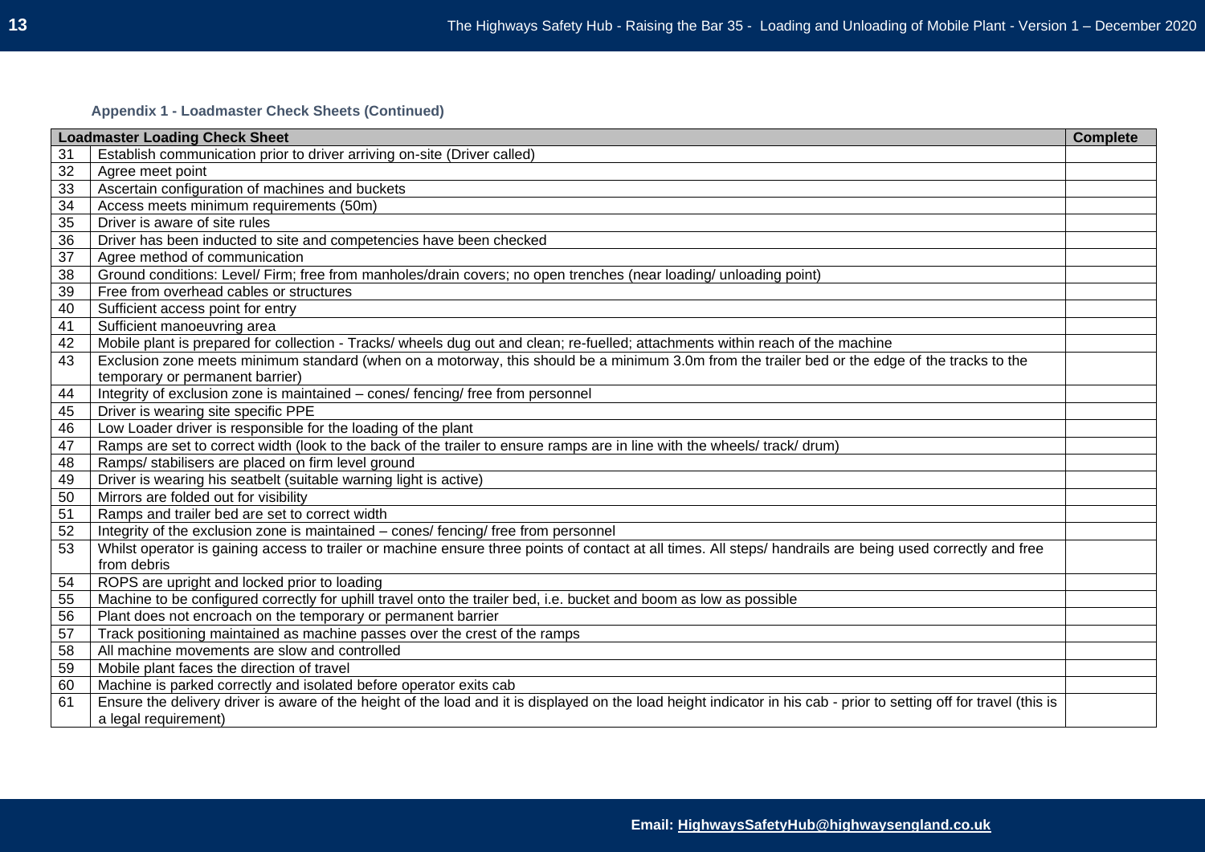**Appendix 1 - Loadmaster Check Sheets (Continued)**

| Loadmaster Loading Check Sheet | | Complete |
|---|---|---|
| 31 | Establish communication prior to driver arriving on-site (Driver called) | |
| 32 | Agree meet point | |
| 33 | Ascertain configuration of machines and buckets | |
| 34 | Access meets minimum requirements (50m) | |
| 35 | Driver is aware of site rules | |
| 36 | Driver has been inducted to site and competencies have been checked | |
| 37 | Agree method of communication | |
| 38 | Ground conditions: Level/ Firm; free from manholes/drain covers; no open trenches (near loading/ unloading point) | |
| 39 | Free from overhead cables or structures | |
| 40 | Sufficient access point for entry | |
| 41 | Sufficient manoeuvring area | |
| 42 | Mobile plant is prepared for collection - Tracks/ wheels dug out and clean; re-fuelled; attachments within reach of the machine | |
| 43 | Exclusion zone meets minimum standard (when on a motorway, this should be a minimum 3.0m from the trailer bed or the edge of the tracks to the temporary or permanent barrier) | |
| 44 | Integrity of exclusion zone is maintained – cones/ fencing/ free from personnel | |
| 45 | Driver is wearing site specific PPE | |
| 46 | Low Loader driver is responsible for the loading of the plant | |
| 47 | Ramps are set to correct width (look to the back of the trailer to ensure ramps are in line with the wheels/ track/ drum) | |
| 48 | Ramps/ stabilisers are placed on firm level ground | |
| 49 | Driver is wearing his seatbelt (suitable warning light is active) | |
| 50 | Mirrors are folded out for visibility | |
| 51 | Ramps and trailer bed are set to correct width | |
| 52 | Integrity of the exclusion zone is maintained – cones/ fencing/ free from personnel | |
| 53 | Whilst operator is gaining access to trailer or machine ensure three points of contact at all times. All steps/ handrails are being used correctly and free from debris | |
| 54 | ROPS are upright and locked prior to loading | |
| 55 | Machine to be configured correctly for uphill travel onto the trailer bed, i.e. bucket and boom as low as possible | |
| 56 | Plant does not encroach on the temporary or permanent barrier | |
| 57 | Track positioning maintained as machine passes over the crest of the ramps | |
| 58 | All machine movements are slow and controlled | |
| 59 | Mobile plant faces the direction of travel | |
| 60 | Machine is parked correctly and isolated before operator exits cab | |
| 61 | Ensure the delivery driver is aware of the height of the load and it is displayed on the load height indicator in his cab - prior to setting off for travel (this is a legal requirement) | |

**Email: HighwaysSafetyHub@highwaysengland.co.uk**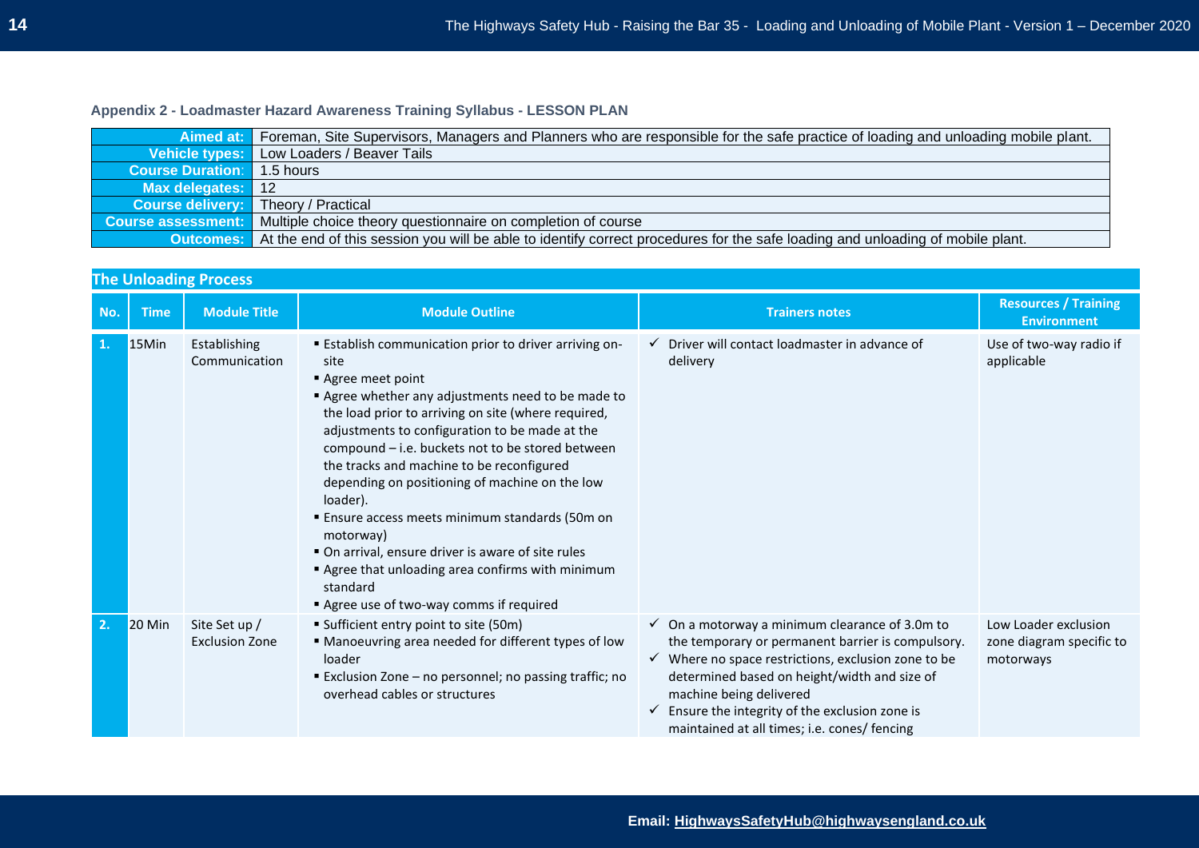**Appendix 2 - Loadmaster Hazard Awareness Training Syllabus - LESSON PLAN**

| | |
|---|---|
| **Aimed at:** | Foreman, Site Supervisors, Managers and Planners who are responsible for the safe practice of loading and unloading mobile plant. |
| **Vehicle types:** | Low Loaders / Beaver Tails |
| **Course Duration:** | 1.5 hours |
| **Max delegates:** | 12 |
| **Course delivery:** | Theory / Practical |
| **Course assessment:** | Multiple choice theory questionnaire on completion of course |
| **Outcomes:** | At the end of this session you will be able to identify correct procedures for the safe loading and unloading of mobile plant. |

**The Unloading Process**

| No. | Time | Module Title | Module Outline | Trainers notes | Resources / Training Environment |
|---|---|---|---|---|---|
| 1. | 15Min | Establishing Communication | ▪ Establish communication prior to driver arriving on-site<br>▪ Agree meet point<br>▪ Agree whether any adjustments need to be made to the load prior to arriving on site (where required, adjustments to configuration to be made at the compound – i.e. buckets not to be stored between the tracks and machine to be reconfigured depending on positioning of machine on the low loader).<br>▪ Ensure access meets minimum standards (50m on motorway)<br>▪ On arrival, ensure driver is aware of site rules<br>▪ Agree that unloading area confirms with minimum standard<br>▪ Agree use of two-way comms if required | ✓ Driver will contact loadmaster in advance of delivery | Use of two-way radio if applicable |
| 2. | 20 Min | Site Set up / Exclusion Zone | ▪ Sufficient entry point to site (50m)<br>▪ Manoeuvring area needed for different types of low loader<br>▪ Exclusion Zone – no personnel; no passing traffic; no overhead cables or structures | ✓ On a motorway a minimum clearance of 3.0m to the temporary or permanent barrier is compulsory.<br>✓ Where no space restrictions, exclusion zone to be determined based on height/width and size of machine being delivered<br>✓ Ensure the integrity of the exclusion zone is maintained at all times; i.e. cones/ fencing | Low Loader exclusion zone diagram specific to motorways |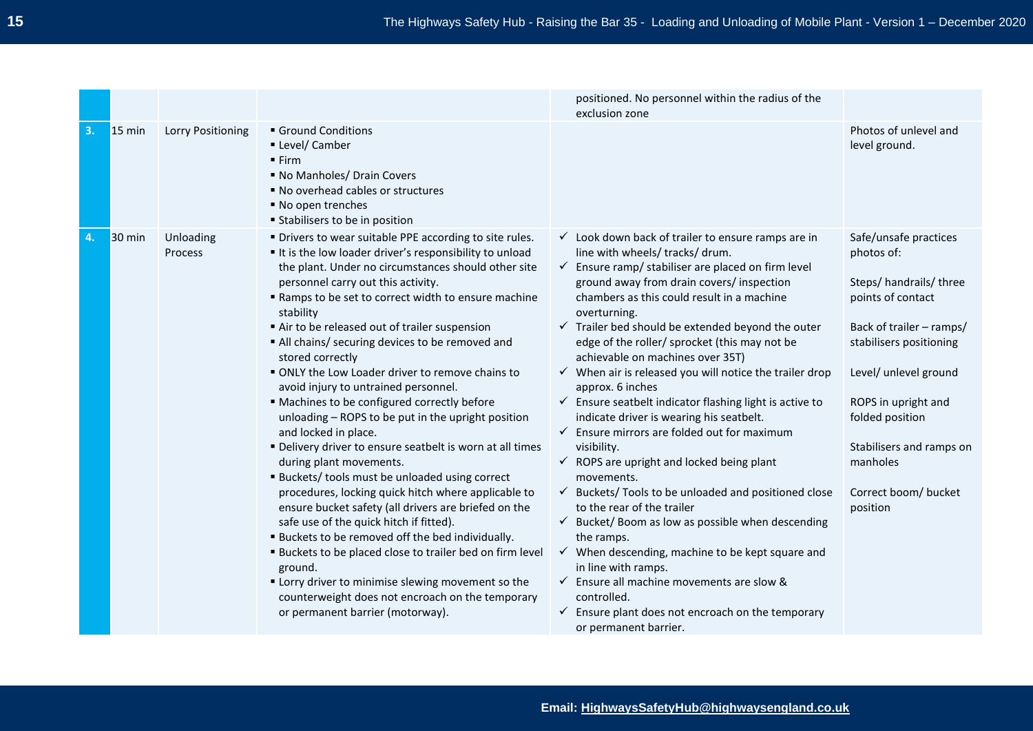| | | | | | |
|---|---|---|---|---|---|
| | | | | positioned. No personnel within the radius of the exclusion zone | |
| 3. | 15 min | Lorry Positioning | ▪ Ground Conditions<br>▪ Level/ Camber<br>▪ Firm<br>▪ No Manholes/ Drain Covers<br>▪ No overhead cables or structures<br>▪ No open trenches<br>▪ Stabilisers to be in position | | Photos of unlevel and level ground. |
| 4. | 30 min | Unloading Process | ▪ Drivers to wear suitable PPE according to site rules.<br>▪ It is the low loader driver's responsibility to unload the plant. Under no circumstances should other site personnel carry out this activity.<br>▪ Ramps to be set to correct width to ensure machine stability<br>▪ Air to be released out of trailer suspension<br>▪ All chains/ securing devices to be removed and stored correctly<br>▪ ONLY the Low Loader driver to remove chains to avoid injury to untrained personnel.<br>▪ Machines to be configured correctly before unloading – ROPS to be put in the upright position and locked in place.<br>▪ Delivery driver to ensure seatbelt is worn at all times during plant movements.<br>▪ Buckets/ tools must be unloaded using correct procedures, locking quick hitch where applicable to ensure bucket safety (all drivers are briefed on the safe use of the quick hitch if fitted).<br>▪ Buckets to be removed off the bed individually.<br>▪ Buckets to be placed close to trailer bed on firm level ground.<br>▪ Lorry driver to minimise slewing movement so the counterweight does not encroach on the temporary or permanent barrier (motorway). | ✓ Look down back of trailer to ensure ramps are in line with wheels/ tracks/ drum.<br>✓ Ensure ramp/ stabiliser are placed on firm level ground away from drain covers/ inspection chambers as this could result in a machine overturning.<br>✓ Trailer bed should be extended beyond the outer edge of the roller/ sprocket (this may not be achievable on machines over 35T)<br>✓ When air is released you will notice the trailer drop approx. 6 inches<br>✓ Ensure seatbelt indicator flashing light is active to indicate driver is wearing his seatbelt.<br>✓ Ensure mirrors are folded out for maximum visibility.<br>✓ ROPS are upright and locked being plant movements.<br>✓ Buckets/ Tools to be unloaded and positioned close to the rear of the trailer<br>✓ Bucket/ Boom as low as possible when descending the ramps.<br>✓ When descending, machine to be kept square and in line with ramps.<br>✓ Ensure all machine movements are slow & controlled.<br>✓ Ensure plant does not encroach on the temporary or permanent barrier. | Safe/unsafe practices photos of:<br><br>Steps/ handrails/ three points of contact<br><br>Back of trailer – ramps/ stabilisers positioning<br><br>Level/ unlevel ground<br><br>ROPS in upright and folded position<br><br>Stabilisers and ramps on manholes<br><br>Correct boom/ bucket position |

Email: HighwaysSafetyHub@highwaysengland.co.uk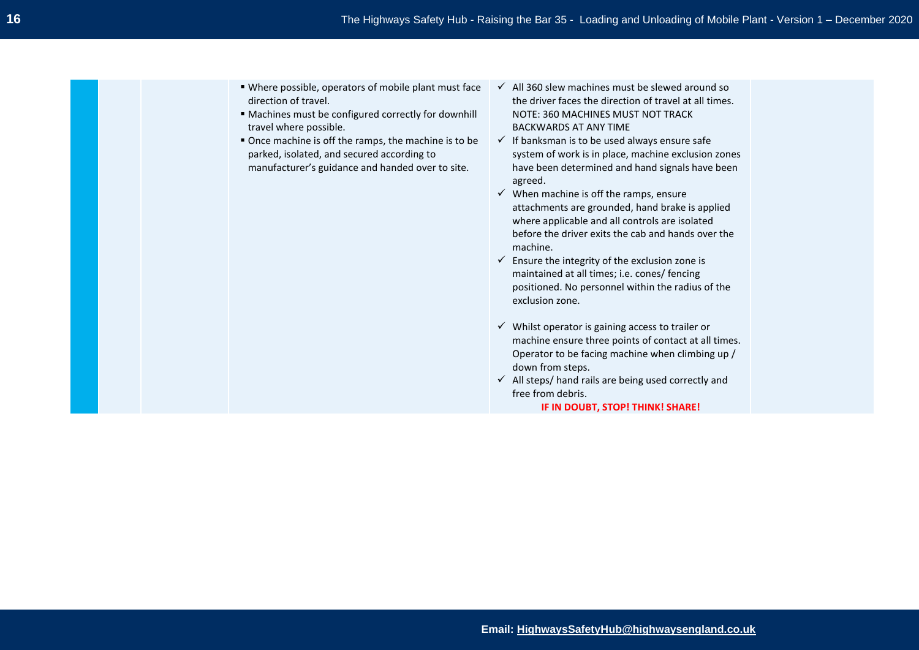| | | | | | |
|---|---|---|---|---|---|
| | | | ▪ Where possible, operators of mobile plant must face direction of travel.<br>▪ Machines must be configured correctly for downhill travel where possible.<br>▪ Once machine is off the ramps, the machine is to be parked, isolated, and secured according to manufacturer's guidance and handed over to site. | ✓ All 360 slew machines must be slewed around so the driver faces the direction of travel at all times. NOTE: 360 MACHINES MUST NOT TRACK BACKWARDS AT ANY TIME<br>✓ If banksman is to be used always ensure safe system of work is in place, machine exclusion zones have been determined and hand signals have been agreed.<br>✓ When machine is off the ramps, ensure attachments are grounded, hand brake is applied where applicable and all controls are isolated before the driver exits the cab and hands over the machine.<br>✓ Ensure the integrity of the exclusion zone is maintained at all times; i.e. cones/ fencing positioned. No personnel within the radius of the exclusion zone.<br><br>✓ Whilst operator is gaining access to trailer or machine ensure three points of contact at all times. Operator to be facing machine when climbing up / down from steps.<br>✓ All steps/ hand rails are being used correctly and free from debris.<br>**IF IN DOUBT, STOP! THINK! SHARE!** | |

Email: HighwaysSafetyHub@highwaysengland.co.uk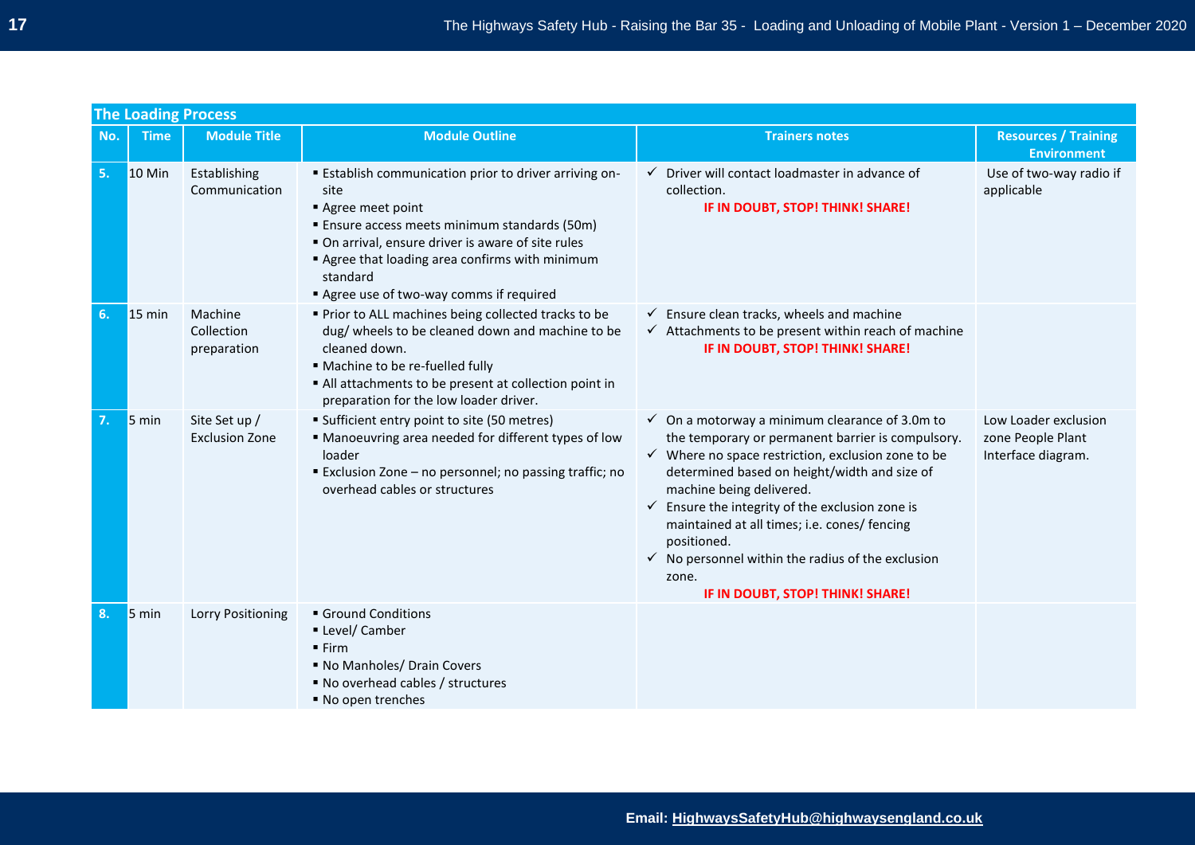| The Loading Process | | | | | |
|---|---|---|---|---|---|
| **No.** | **Time** | **Module Title** | **Module Outline** | **Trainers notes** | **Resources / Training Environment** |
| **5.** | 10 Min | Establishing Communication | ▪ Establish communication prior to driver arriving on-site<br>▪ Agree meet point<br>▪ Ensure access meets minimum standards (50m)<br>▪ On arrival, ensure driver is aware of site rules<br>▪ Agree that loading area confirms with minimum standard<br>▪ Agree use of two-way comms if required | ✓ Driver will contact loadmaster in advance of collection.<br>**IF IN DOUBT, STOP! THINK! SHARE!** | Use of two-way radio if applicable |
| **6.** | 15 min | Machine Collection preparation | ▪ Prior to ALL machines being collected tracks to be dug/ wheels to be cleaned down and machine to be cleaned down.<br>▪ Machine to be re-fuelled fully<br>▪ All attachments to be present at collection point in preparation for the low loader driver. | ✓ Ensure clean tracks, wheels and machine<br>✓ Attachments to be present within reach of machine<br>**IF IN DOUBT, STOP! THINK! SHARE!** | |
| **7.** | 5 min | Site Set up / Exclusion Zone | ▪ Sufficient entry point to site (50 metres)<br>▪ Manoeuvring area needed for different types of low loader<br>▪ Exclusion Zone – no personnel; no passing traffic; no overhead cables or structures | ✓ On a motorway a minimum clearance of 3.0m to the temporary or permanent barrier is compulsory.<br>✓ Where no space restriction, exclusion zone to be determined based on height/width and size of machine being delivered.<br>✓ Ensure the integrity of the exclusion zone is maintained at all times; i.e. cones/ fencing positioned.<br>✓ No personnel within the radius of the exclusion zone.<br>**IF IN DOUBT, STOP! THINK! SHARE!** | Low Loader exclusion zone People Plant Interface diagram. |
| **8.** | 5 min | Lorry Positioning | ▪ Ground Conditions<br>▪ Level/ Camber<br>▪ Firm<br>▪ No Manholes/ Drain Covers<br>▪ No overhead cables / structures<br>▪ No open trenches | | |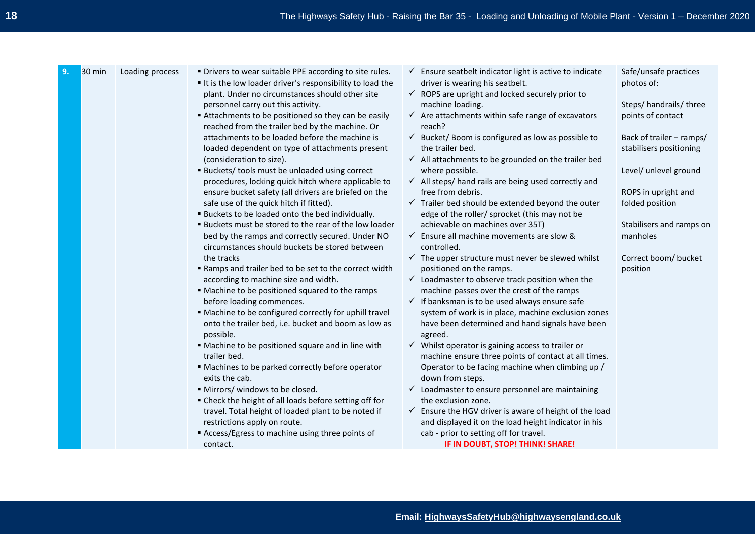| | | | | | |
|---|---|---|---|---|---|
| 9. | 30 min | Loading process | ▪ Drivers to wear suitable PPE according to site rules.<br>▪ It is the low loader driver's responsibility to load the plant. Under no circumstances should other site personnel carry out this activity.<br>▪ Attachments to be positioned so they can be easily reached from the trailer bed by the machine. Or attachments to be loaded before the machine is loaded dependent on type of attachments present (consideration to size).<br>▪ Buckets/ tools must be unloaded using correct procedures, locking quick hitch where applicable to ensure bucket safety (all drivers are briefed on the safe use of the quick hitch if fitted).<br>▪ Buckets to be loaded onto the bed individually.<br>▪ Buckets must be stored to the rear of the low loader bed by the ramps and correctly secured. Under NO circumstances should buckets be stored between the tracks<br>▪ Ramps and trailer bed to be set to the correct width according to machine size and width.<br>▪ Machine to be positioned squared to the ramps before loading commences.<br>▪ Machine to be configured correctly for uphill travel onto the trailer bed, i.e. bucket and boom as low as possible.<br>▪ Machine to be positioned square and in line with trailer bed.<br>▪ Machines to be parked correctly before operator exits the cab.<br>▪ Mirrors/ windows to be closed.<br>▪ Check the height of all loads before setting off for travel. Total height of loaded plant to be noted if restrictions apply on route.<br>▪ Access/Egress to machine using three points of contact. | ✓ Ensure seatbelt indicator light is active to indicate driver is wearing his seatbelt.<br>✓ ROPS are upright and locked securely prior to machine loading.<br>✓ Are attachments within safe range of excavators reach?<br>✓ Bucket/ Boom is configured as low as possible to the trailer bed.<br>✓ All attachments to be grounded on the trailer bed where possible.<br>✓ All steps/ hand rails are being used correctly and free from debris.<br>✓ Trailer bed should be extended beyond the outer edge of the roller/ sprocket (this may not be achievable on machines over 35T)<br>✓ Ensure all machine movements are slow & controlled.<br>✓ The upper structure must never be slewed whilst positioned on the ramps.<br>✓ Loadmaster to observe track position when the machine passes over the crest of the ramps<br>✓ If banksman is to be used always ensure safe system of work is in place, machine exclusion zones have been determined and hand signals have been agreed.<br>✓ Whilst operator is gaining access to trailer or machine ensure three points of contact at all times. Operator to be facing machine when climbing up / down from steps.<br>✓ Loadmaster to ensure personnel are maintaining the exclusion zone.<br>✓ Ensure the HGV driver is aware of height of the load and displayed it on the load height indicator in his cab - prior to setting off for travel.<br>**IF IN DOUBT, STOP! THINK! SHARE!** | Safe/unsafe practices photos of:<br><br>Steps/ handrails/ three points of contact<br><br>Back of trailer – ramps/ stabilisers positioning<br><br>Level/ unlevel ground<br><br>ROPS in upright and folded position<br><br>Stabilisers and ramps on manholes<br><br>Correct boom/ bucket position |

**Email: HighwaysSafetyHub@highwaysengland.co.uk**